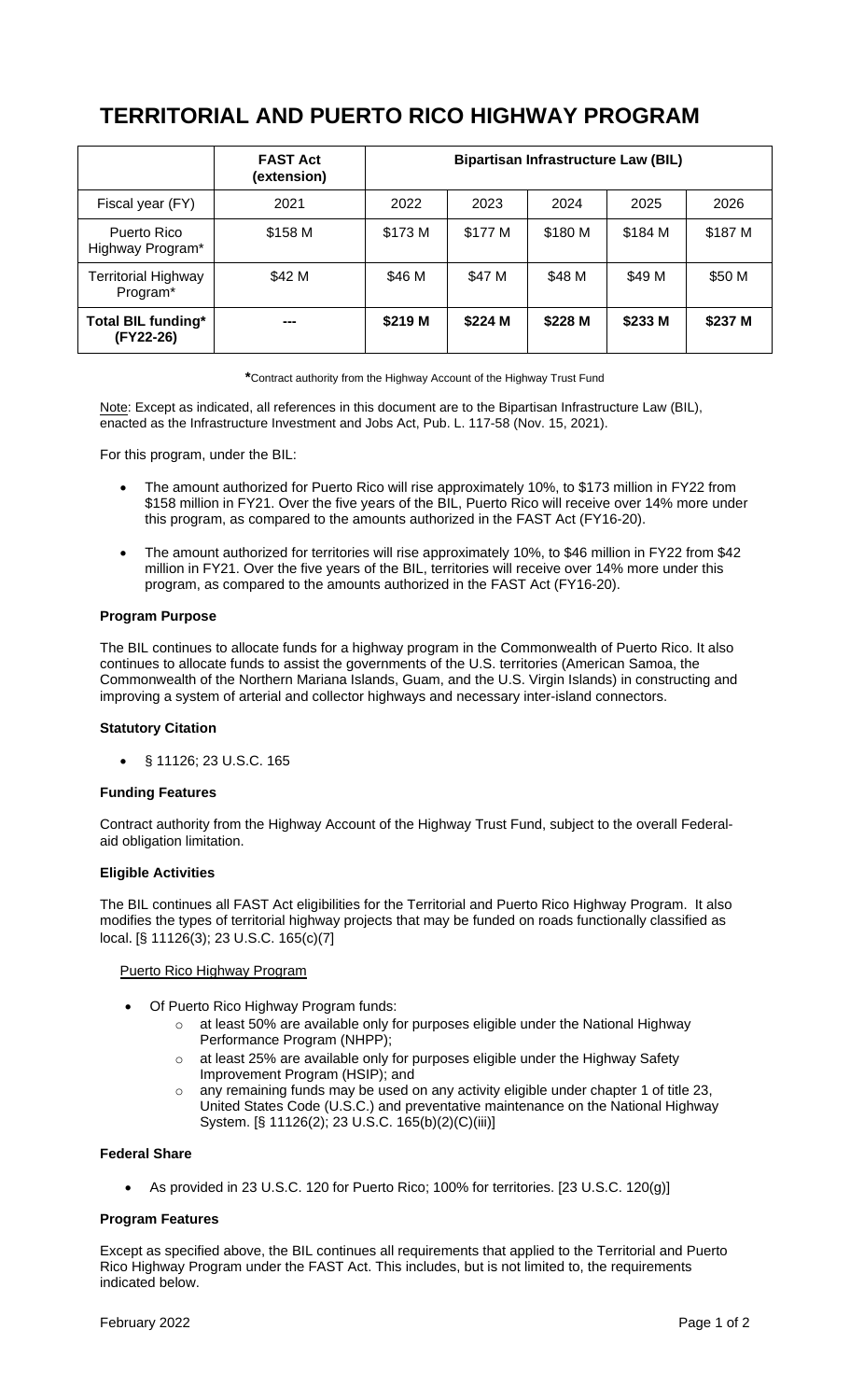# TERRITORIAL AND PUERTO RICO HIGHWAY PROGRAM

| | FAST Act (extension) | Bipartisan Infrastructure Law (BIL) | | | | |
|---|---|---|---|---|---|---|
| Fiscal year (FY) | 2021 | 2022 | 2023 | 2024 | 2025 | 2026 |
| Puerto Rico Highway Program* | $158 M | $173 M | $177 M | $180 M | $184 M | $187 M |
| Territorial Highway Program* | $42 M | $46 M | $47 M | $48 M | $49 M | $50 M |
| **Total BIL funding* (FY22-26)** | **---** | **$219 M** | **$224 M** | **$228 M** | **$233 M** | **$237 M** |

*Contract authority from the Highway Account of the Highway Trust Fund

Note: Except as indicated, all references in this document are to the Bipartisan Infrastructure Law (BIL), enacted as the Infrastructure Investment and Jobs Act, Pub. L. 117-58 (Nov. 15, 2021).

For this program, under the BIL:

- The amount authorized for Puerto Rico will rise approximately 10%, to $173 million in FY22 from $158 million in FY21. Over the five years of the BIL, Puerto Rico will receive over 14% more under this program, as compared to the amounts authorized in the FAST Act (FY16-20).
- The amount authorized for territories will rise approximately 10%, to $46 million in FY22 from $42 million in FY21. Over the five years of the BIL, territories will receive over 14% more under this program, as compared to the amounts authorized in the FAST Act (FY16-20).

**Program Purpose**

The BIL continues to allocate funds for a highway program in the Commonwealth of Puerto Rico. It also continues to allocate funds to assist the governments of the U.S. territories (American Samoa, the Commonwealth of the Northern Mariana Islands, Guam, and the U.S. Virgin Islands) in constructing and improving a system of arterial and collector highways and necessary inter-island connectors.

**Statutory Citation**

- § 11126; 23 U.S.C. 165

**Funding Features**

Contract authority from the Highway Account of the Highway Trust Fund, subject to the overall Federal-aid obligation limitation.

**Eligible Activities**

The BIL continues all FAST Act eligibilities for the Territorial and Puerto Rico Highway Program. It also modifies the types of territorial highway projects that may be funded on roads functionally classified as local. [§ 11126(3); 23 U.S.C. 165(c)(7]

Puerto Rico Highway Program

- Of Puerto Rico Highway Program funds:
  - at least 50% are available only for purposes eligible under the National Highway Performance Program (NHPP);
  - at least 25% are available only for purposes eligible under the Highway Safety Improvement Program (HSIP); and
  - any remaining funds may be used on any activity eligible under chapter 1 of title 23, United States Code (U.S.C.) and preventative maintenance on the National Highway System. [§ 11126(2); 23 U.S.C. 165(b)(2)(C)(iii)]

**Federal Share**

- As provided in 23 U.S.C. 120 for Puerto Rico; 100% for territories. [23 U.S.C. 120(g)]

**Program Features**

Except as specified above, the BIL continues all requirements that applied to the Territorial and Puerto Rico Highway Program under the FAST Act. This includes, but is not limited to, the requirements indicated below.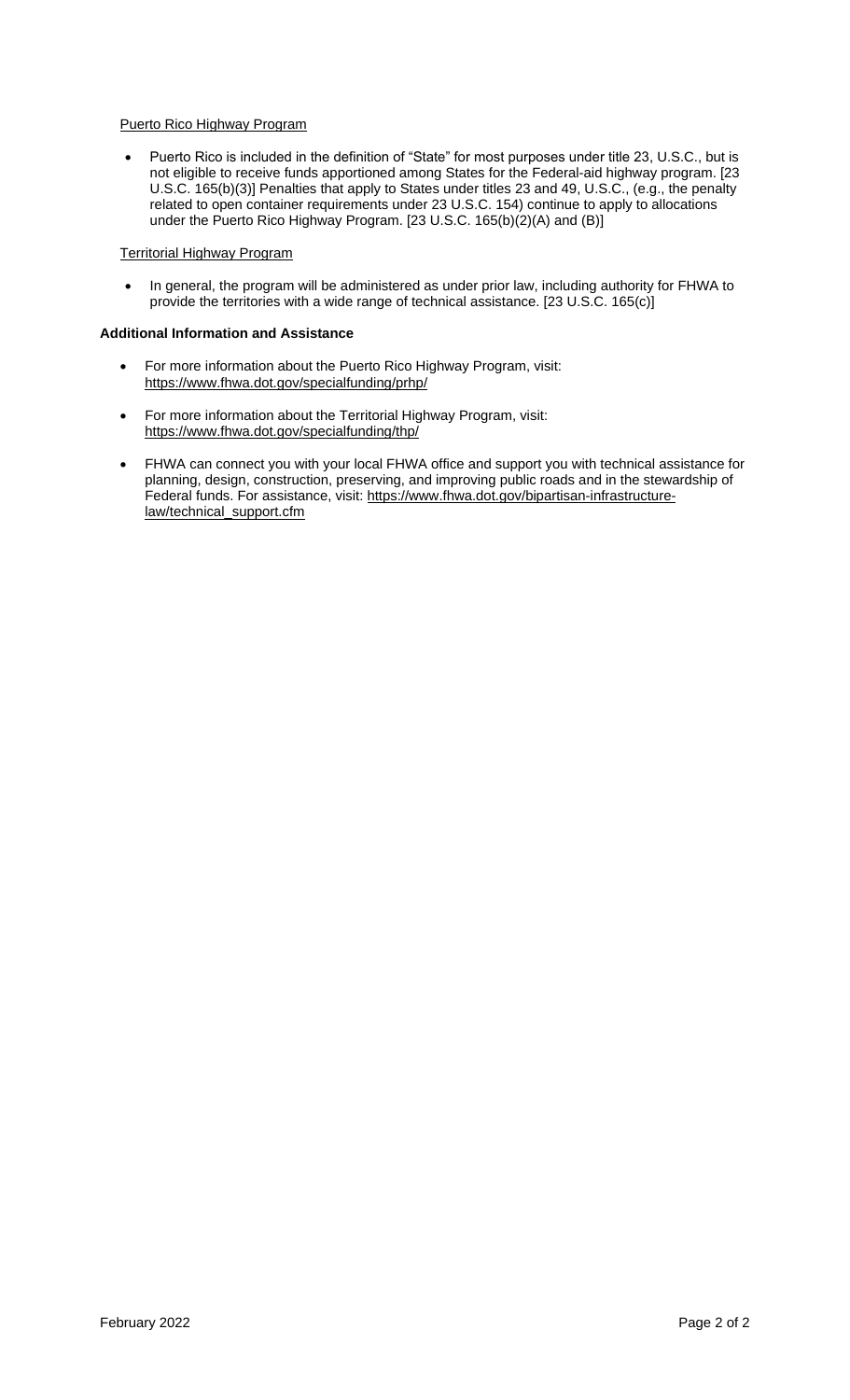Puerto Rico Highway Program

- Puerto Rico is included in the definition of "State" for most purposes under title 23, U.S.C., but is not eligible to receive funds apportioned among States for the Federal-aid highway program. [23 U.S.C. 165(b)(3)] Penalties that apply to States under titles 23 and 49, U.S.C., (e.g., the penalty related to open container requirements under 23 U.S.C. 154) continue to apply to allocations under the Puerto Rico Highway Program. [23 U.S.C. 165(b)(2)(A) and (B)]

Territorial Highway Program

- In general, the program will be administered as under prior law, including authority for FHWA to provide the territories with a wide range of technical assistance. [23 U.S.C. 165(c)]

**Additional Information and Assistance**

- For more information about the Puerto Rico Highway Program, visit: https://www.fhwa.dot.gov/specialfunding/prhp/
- For more information about the Territorial Highway Program, visit: https://www.fhwa.dot.gov/specialfunding/thp/
- FHWA can connect you with your local FHWA office and support you with technical assistance for planning, design, construction, preserving, and improving public roads and in the stewardship of Federal funds. For assistance, visit: https://www.fhwa.dot.gov/bipartisan-infrastructure-law/technical_support.cfm

February 2022